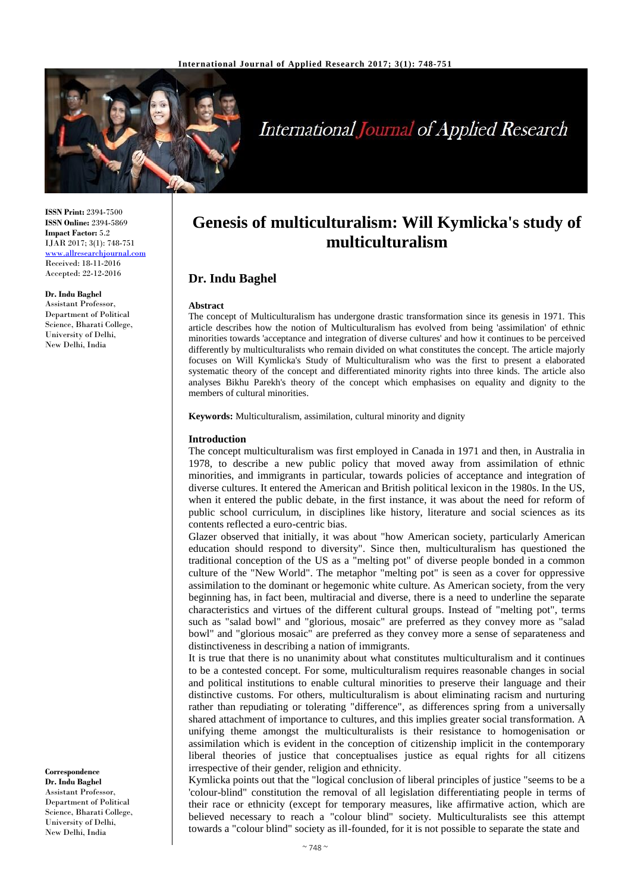# Genesis of multiculturalism: Will Kymlicka's study of multiculturalism

## Dr. Indu Baghel

**ISSN Print:** 2394-7500
**ISSN Online:** 2394-5869
**Impact Factor:** 5.2
IJAR 2017; 3(1): 748-751
www.allresearchjournal.com
Received: 18-11-2016
Accepted: 22-12-2016

**Dr. Indu Baghel**
Assistant Professor, Department of Political Science, Bharati College, University of Delhi, New Delhi, India

**Correspondence**
**Dr. Indu Baghel**
Assistant Professor, Department of Political Science, Bharati College, University of Delhi, New Delhi, India

### Abstract

The concept of Multiculturalism has undergone drastic transformation since its genesis in 1971. This article describes how the notion of Multiculturalism has evolved from being 'assimilation' of ethnic minorities towards 'acceptance and integration of diverse cultures' and how it continues to be perceived differently by multiculturalists who remain divided on what constitutes the concept. The article majorly focuses on Will Kymlicka's Study of Multiculturalism who was the first to present a elaborated systematic theory of the concept and differentiated minority rights into three kinds. The article also analyses Bikhu Parekh's theory of the concept which emphasises on equality and dignity to the members of cultural minorities.

**Keywords:** Multiculturalism, assimilation, cultural minority and dignity

### Introduction

The concept multiculturalism was first employed in Canada in 1971 and then, in Australia in 1978, to describe a new public policy that moved away from assimilation of ethnic minorities, and immigrants in particular, towards policies of acceptance and integration of diverse cultures. It entered the American and British political lexicon in the 1980s. In the US, when it entered the public debate, in the first instance, it was about the need for reform of public school curriculum, in disciplines like history, literature and social sciences as its contents reflected a euro-centric bias.

Glazer observed that initially, it was about "how American society, particularly American education should respond to diversity". Since then, multiculturalism has questioned the traditional conception of the US as a "melting pot" of diverse people bonded in a common culture of the "New World". The metaphor "melting pot" is seen as a cover for oppressive assimilation to the dominant or hegemonic white culture. As American society, from the very beginning has, in fact been, multiracial and diverse, there is a need to underline the separate characteristics and virtues of the different cultural groups. Instead of "melting pot", terms such as "salad bowl" and "glorious, mosaic" are preferred as they convey more as "salad bowl" and "glorious mosaic" are preferred as they convey more a sense of separateness and distinctiveness in describing a nation of immigrants.

It is true that there is no unanimity about what constitutes multiculturalism and it continues to be a contested concept. For some, multiculturalism requires reasonable changes in social and political institutions to enable cultural minorities to preserve their language and their distinctive customs. For others, multiculturalism is about eliminating racism and nurturing rather than repudiating or tolerating "difference", as differences spring from a universally shared attachment of importance to cultures, and this implies greater social transformation. A unifying theme amongst the multiculturalists is their resistance to homogenisation or assimilation which is evident in the conception of citizenship implicit in the contemporary liberal theories of justice that conceptualises justice as equal rights for all citizens irrespective of their gender, religion and ethnicity.

Kymlicka points out that the "logical conclusion of liberal principles of justice "seems to be a 'colour-blind" constitution the removal of all legislation differentiating people in terms of their race or ethnicity (except for temporary measures, like affirmative action, which are believed necessary to reach a "colour blind" society. Multiculturalists see this attempt towards a "colour blind" society as ill-founded, for it is not possible to separate the state and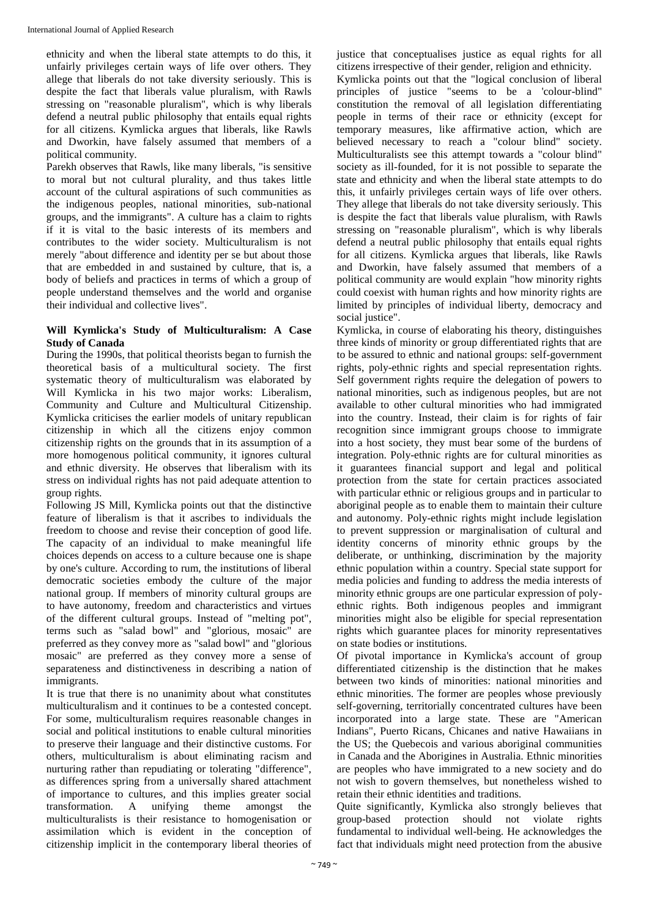ethnicity and when the liberal state attempts to do this, it unfairly privileges certain ways of life over others. They allege that liberals do not take diversity seriously. This is despite the fact that liberals value pluralism, with Rawls stressing on "reasonable pluralism", which is why liberals defend a neutral public philosophy that entails equal rights for all citizens. Kymlicka argues that liberals, like Rawls and Dworkin, have falsely assumed that members of a political community.

Parekh observes that Rawls, like many liberals, "is sensitive to moral but not cultural plurality, and thus takes little account of the cultural aspirations of such communities as the indigenous peoples, national minorities, sub-national groups, and the immigrants". A culture has a claim to rights if it is vital to the basic interests of its members and contributes to the wider society. Multiculturalism is not merely "about difference and identity per se but about those that are embedded in and sustained by culture, that is, a body of beliefs and practices in terms of which a group of people understand themselves and the world and organise their individual and collective lives".

## Will Kymlicka's Study of Multiculturalism: A Case Study of Canada

During the 1990s, that political theorists began to furnish the theoretical basis of a multicultural society. The first systematic theory of multiculturalism was elaborated by Will Kymlicka in his two major works: Liberalism, Community and Culture and Multicultural Citizenship. Kymlicka criticises the earlier models of unitary republican citizenship in which all the citizens enjoy common citizenship rights on the grounds that in its assumption of a more homogenous political community, it ignores cultural and ethnic diversity. He observes that liberalism with its stress on individual rights has not paid adequate attention to group rights.

Following JS Mill, Kymlicka points out that the distinctive feature of liberalism is that it ascribes to individuals the freedom to choose and revise their conception of good life. The capacity of an individual to make meaningful life choices depends on access to a culture because one is shape by one's culture. According to rum, the institutions of liberal democratic societies embody the culture of the major national group. If members of minority cultural groups are to have autonomy, freedom and characteristics and virtues of the different cultural groups. Instead of "melting pot", terms such as "salad bowl" and "glorious, mosaic" are preferred as they convey more as "salad bowl" and "glorious mosaic" are preferred as they convey more a sense of separateness and distinctiveness in describing a nation of immigrants.

It is true that there is no unanimity about what constitutes multiculturalism and it continues to be a contested concept. For some, multiculturalism requires reasonable changes in social and political institutions to enable cultural minorities to preserve their language and their distinctive customs. For others, multiculturalism is about eliminating racism and nurturing rather than repudiating or tolerating "difference", as differences spring from a universally shared attachment of importance to cultures, and this implies greater social transformation. A unifying theme amongst the multiculturalists is their resistance to homogenisation or assimilation which is evident in the conception of citizenship implicit in the contemporary liberal theories of justice that conceptualises justice as equal rights for all citizens irrespective of their gender, religion and ethnicity.

Kymlicka points out that the "logical conclusion of liberal principles of justice "seems to be a 'colour-blind" constitution the removal of all legislation differentiating people in terms of their race or ethnicity (except for temporary measures, like affirmative action, which are believed necessary to reach a "colour blind" society. Multiculturalists see this attempt towards a "colour blind" society as ill-founded, for it is not possible to separate the state and ethnicity and when the liberal state attempts to do this, it unfairly privileges certain ways of life over others. They allege that liberals do not take diversity seriously. This is despite the fact that liberals value pluralism, with Rawls stressing on "reasonable pluralism", which is why liberals defend a neutral public philosophy that entails equal rights for all citizens. Kymlicka argues that liberals, like Rawls and Dworkin, have falsely assumed that members of a political community are would explain "how minority rights could coexist with human rights and how minority rights are limited by principles of individual liberty, democracy and social justice".

Kymlicka, in course of elaborating his theory, distinguishes three kinds of minority or group differentiated rights that are to be assured to ethnic and national groups: self-government rights, poly-ethnic rights and special representation rights. Self government rights require the delegation of powers to national minorities, such as indigenous peoples, but are not available to other cultural minorities who had immigrated into the country. Instead, their claim is for rights of fair recognition since immigrant groups choose to immigrate into a host society, they must bear some of the burdens of integration. Poly-ethnic rights are for cultural minorities as it guarantees financial support and legal and political protection from the state for certain practices associated with particular ethnic or religious groups and in particular to aboriginal people as to enable them to maintain their culture and autonomy. Poly-ethnic rights might include legislation to prevent suppression or marginalisation of cultural and identity concerns of minority ethnic groups by the deliberate, or unthinking, discrimination by the majority ethnic population within a country. Special state support for media policies and funding to address the media interests of minority ethnic groups are one particular expression of poly-ethnic rights. Both indigenous peoples and immigrant minorities might also be eligible for special representation rights which guarantee places for minority representatives on state bodies or institutions.

Of pivotal importance in Kymlicka's account of group differentiated citizenship is the distinction that he makes between two kinds of minorities: national minorities and ethnic minorities. The former are peoples whose previously self-governing, territorially concentrated cultures have been incorporated into a large state. These are "American Indians", Puerto Ricans, Chicanes and native Hawaiians in the US; the Quebecois and various aboriginal communities in Canada and the Aborigines in Australia. Ethnic minorities are peoples who have immigrated to a new society and do not wish to govern themselves, but nonetheless wished to retain their ethnic identities and traditions.

Quite significantly, Kymlicka also strongly believes that group-based protection should not violate rights fundamental to individual well-being. He acknowledges the fact that individuals might need protection from the abusive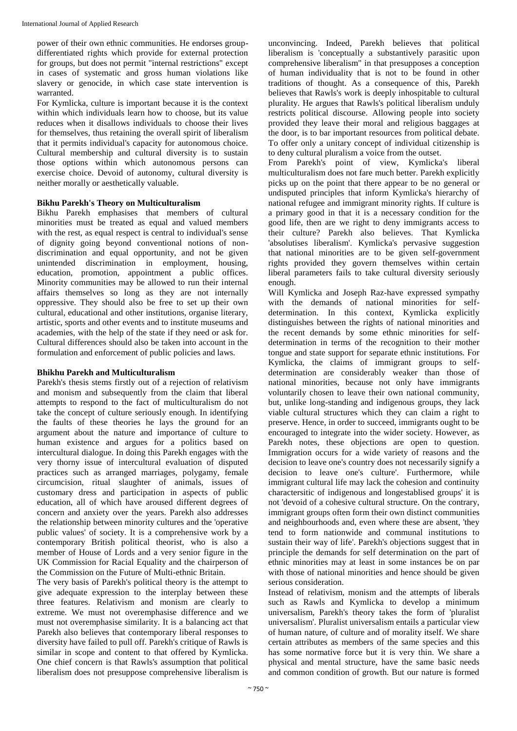power of their own ethnic communities. He endorses group-differentiated rights which provide for external protection for groups, but does not permit "internal restrictions" except in cases of systematic and gross human violations like slavery or genocide, in which case state intervention is warranted.

For Kymlicka, culture is important because it is the context within which individuals learn how to choose, but its value reduces when it disallows individuals to choose their lives for themselves, thus retaining the overall spirit of liberalism that it permits individual's capacity for autonomous choice. Cultural membership and cultural diversity is to sustain those options within which autonomous persons can exercise choice. Devoid of autonomy, cultural diversity is neither morally or aesthetically valuable.

### Bikhu Parekh's Theory on Multiculturalism

Bikhu Parekh emphasises that members of cultural minorities must be treated as equal and valued members with the rest, as equal respect is central to individual's sense of dignity going beyond conventional notions of non-discrimination and equal opportunity, and not be given unintended discrimination in employment, housing, education, promotion, appointment a public offices. Minority communities may be allowed to run their internal affairs themselves so long as they are not internally oppressive. They should also be free to set up their own cultural, educational and other institutions, organise literary, artistic, sports and other events and to institute museums and academies, with the help of the state if they need or ask for. Cultural differences should also be taken into account in the formulation and enforcement of public policies and laws.

### Bhikhu Parekh and Multiculturalism

Parekh's thesis stems firstly out of a rejection of relativism and monism and subsequently from the claim that liberal attempts to respond to the fact of multiculturalism do not take the concept of culture seriously enough. In identifying the faults of these theories he lays the ground for an argument about the nature and importance of culture to human existence and argues for a politics based on intercultural dialogue. In doing this Parekh engages with the very thorny issue of intercultural evaluation of disputed practices such as arranged marriages, polygamy, female circumcision, ritual slaughter of animals, issues of customary dress and participation in aspects of public education, all of which have aroused different degrees of concern and anxiety over the years. Parekh also addresses the relationship between minority cultures and the 'operative public values' of society. It is a comprehensive work by a contemporary British political theorist, who is also a member of House of Lords and a very senior figure in the UK Commission for Racial Equality and the chairperson of the Commission on the Future of Multi-ethnic Britain.

The very basis of Parekh's political theory is the attempt to give adequate expression to the interplay between these three features. Relativism and monism are clearly to extreme. We must not overemphasise difference and we must not overemphasise similarity. It is a balancing act that Parekh also believes that contemporary liberal responses to diversity have failed to pull off. Parekh's critique of Rawls is similar in scope and content to that offered by Kymlicka. One chief concern is that Rawls's assumption that political liberalism does not presuppose comprehensive liberalism is unconvincing. Indeed, Parekh believes that political liberalism is 'conceptually a substantively parasitic upon comprehensive liberalism" in that presupposes a conception of human individuality that is not to be found in other traditions of thought. As a consequence of this, Parekh believes that Rawls's work is deeply inhospitable to cultural plurality. He argues that Rawls's political liberalism unduly restricts political discourse. Allowing people into society provided they leave their moral and religious baggages at the door, is to bar important resources from political debate. To offer only a unitary concept of individual citizenship is to deny cultural pluralism a voice from the outset.

From Parekh's point of view, Kymlicka's liberal multiculturalism does not fare much better. Parekh explicitly picks up on the point that there appear to be no general or undisputed principles that inform Kymlicka's hierarchy of national refugee and immigrant minority rights. If culture is a primary good in that it is a necessary condition for the good life, then are we right to deny immigrants access to their culture? Parekh also believes. That Kymlicka 'absolutises liberalism'. Kymlicka's pervasive suggestion that national minorities are to be given self-government rights provided they govern themselves within certain liberal parameters fails to take cultural diversity seriously enough.

Will Kymlicka and Joseph Raz-have expressed sympathy with the demands of national minorities for self-determination. In this context, Kymlicka explicitly distinguishes between the rights of national minorities and the recent demands by some ethnic minorities for self-determination in terms of the recognition to their mother tongue and state support for separate ethnic institutions. For Kymlicka, the claims of immigrant groups to self-determination are considerably weaker than those of national minorities, because not only have immigrants voluntarily chosen to leave their own national community, but, unlike long-standing and indigenous groups, they lack viable cultural structures which they can claim a right to preserve. Hence, in order to succeed, immigrants ought to be encouraged to integrate into the wider society. However, as Parekh notes, these objections are open to question. Immigration occurs for a wide variety of reasons and the decision to leave one's country does not necessarily signify a decision to leave one's culture'. Furthermore, while immigrant cultural life may lack the cohesion and continuity charactersitic of indigenous and longestablised groups' it is not 'devoid of a cohesive cultural structure. On the contrary, immigrant groups often form their own distinct communities and neighbourhoods and, even where these are absent, 'they tend to form nationwide and communal institutions to sustain their way of life'. Parekh's objections suggest that in principle the demands for self determination on the part of ethnic minorities may at least in some instances be on par with those of national minorities and hence should be given serious consideration.

Instead of relativism, monism and the attempts of liberals such as Rawls and Kymlicka to develop a minimum universalism, Parekh's theory takes the form of 'pluralist universalism'. Pluralist universalism entails a particular view of human nature, of culture and of morality itself. We share certain attributes as members of the same species and this has some normative force but it is very thin. We share a physical and mental structure, have the same basic needs and common condition of growth. But our nature is formed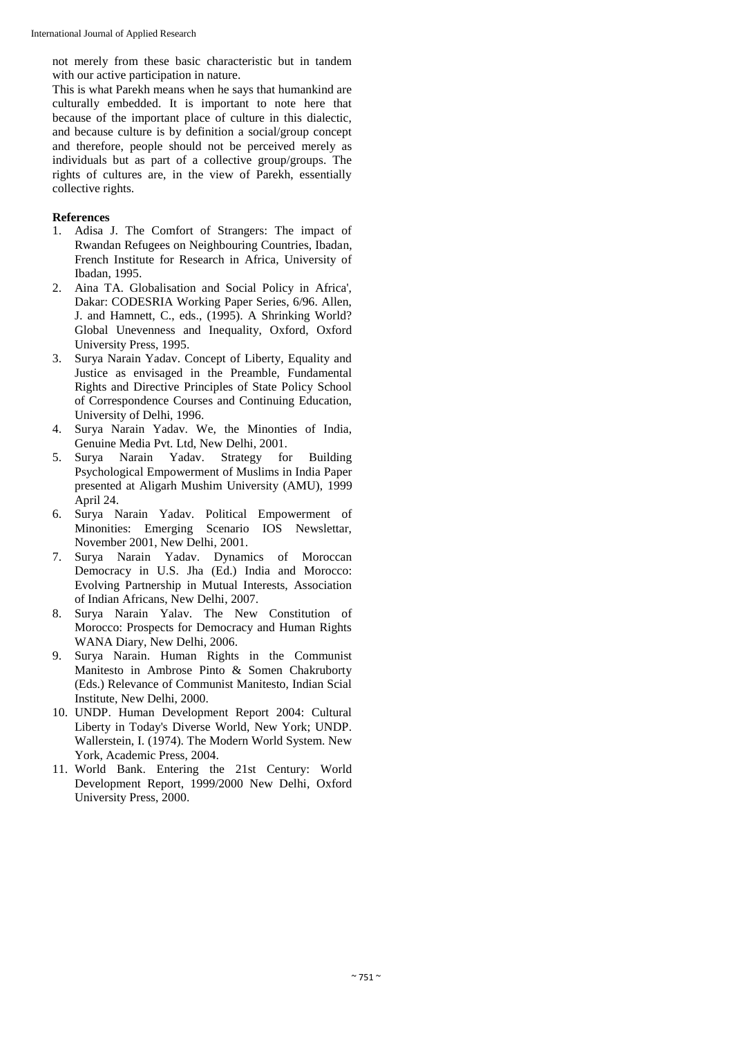not merely from these basic characteristic but in tandem with our active participation in nature.

This is what Parekh means when he says that humankind are culturally embedded. It is important to note here that because of the important place of culture in this dialectic, and because culture is by definition a social/group concept and therefore, people should not be perceived merely as individuals but as part of a collective group/groups. The rights of cultures are, in the view of Parekh, essentially collective rights.

**References**

1. Adisa J. The Comfort of Strangers: The impact of Rwandan Refugees on Neighbouring Countries, Ibadan, French Institute for Research in Africa, University of Ibadan, 1995.
2. Aina TA. Globalisation and Social Policy in Africa', Dakar: CODESRIA Working Paper Series, 6/96. Allen, J. and Hamnett, C., eds., (1995). A Shrinking World? Global Unevenness and Inequality, Oxford, Oxford University Press, 1995.
3. Surya Narain Yadav. Concept of Liberty, Equality and Justice as envisaged in the Preamble, Fundamental Rights and Directive Principles of State Policy School of Correspondence Courses and Continuing Education, University of Delhi, 1996.
4. Surya Narain Yadav. We, the Minonties of India, Genuine Media Pvt. Ltd, New Delhi, 2001.
5. Surya Narain Yadav. Strategy for Building Psychological Empowerment of Muslims in India Paper presented at Aligarh Mushim University (AMU), 1999 April 24.
6. Surya Narain Yadav. Political Empowerment of Minonities: Emerging Scenario IOS Newslettar, November 2001, New Delhi, 2001.
7. Surya Narain Yadav. Dynamics of Moroccan Democracy in U.S. Jha (Ed.) India and Morocco: Evolving Partnership in Mutual Interests, Association of Indian Africans, New Delhi, 2007.
8. Surya Narain Yalav. The New Constitution of Morocco: Prospects for Democracy and Human Rights WANA Diary, New Delhi, 2006.
9. Surya Narain. Human Rights in the Communist Manitesto in Ambrose Pinto & Somen Chakruborty (Eds.) Relevance of Communist Manitesto, Indian Scial Institute, New Delhi, 2000.
10. UNDP. Human Development Report 2004: Cultural Liberty in Today's Diverse World, New York; UNDP. Wallerstein, I. (1974). The Modern World System. New York, Academic Press, 2004.
11. World Bank. Entering the 21st Century: World Development Report, 1999/2000 New Delhi, Oxford University Press, 2000.